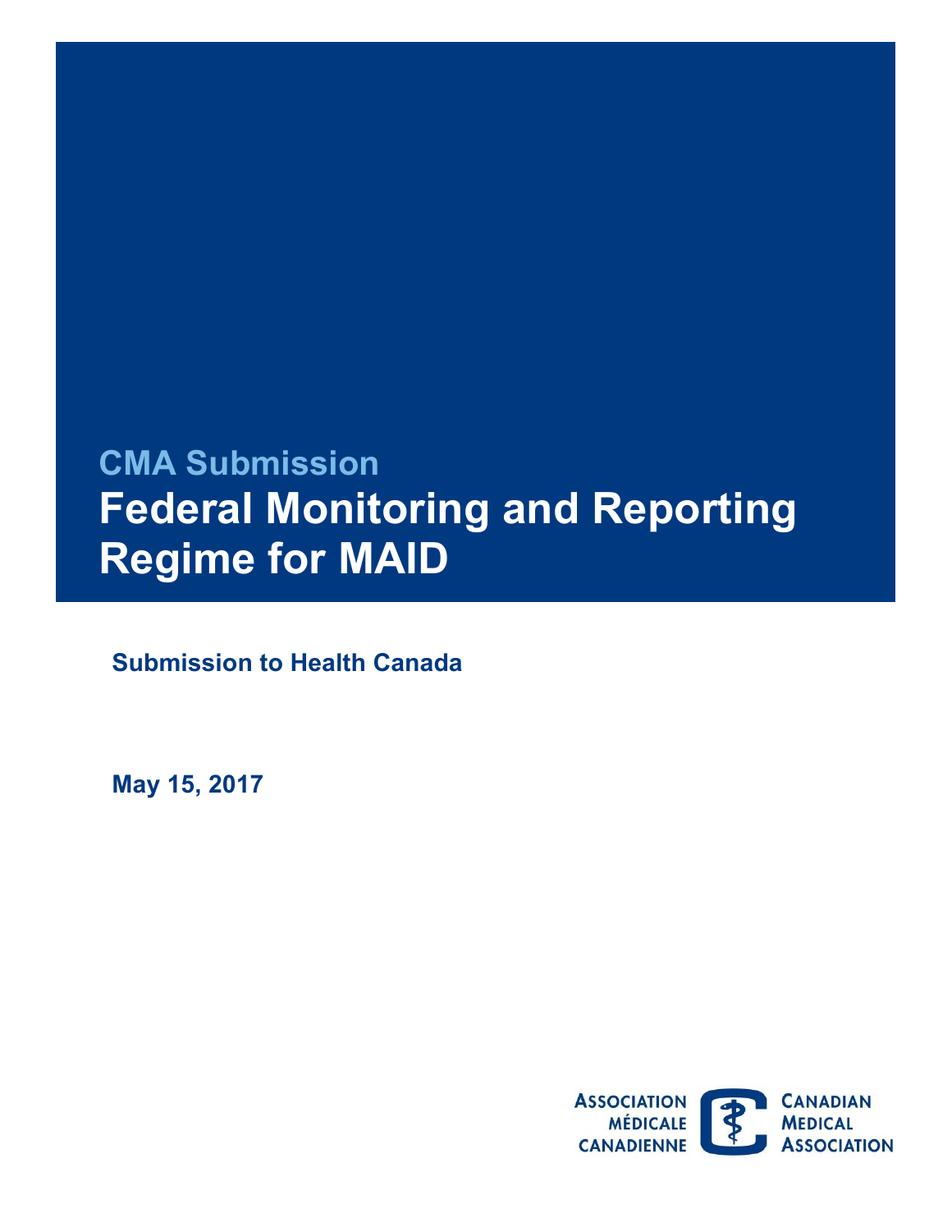CMA Submission

# Federal Monitoring and Reporting Regime for MAID

**Submission to Health Canada**

**May 15, 2017**

ASSOCIATION MÉDICALE CANADIENNE
CANADIAN MEDICAL ASSOCIATION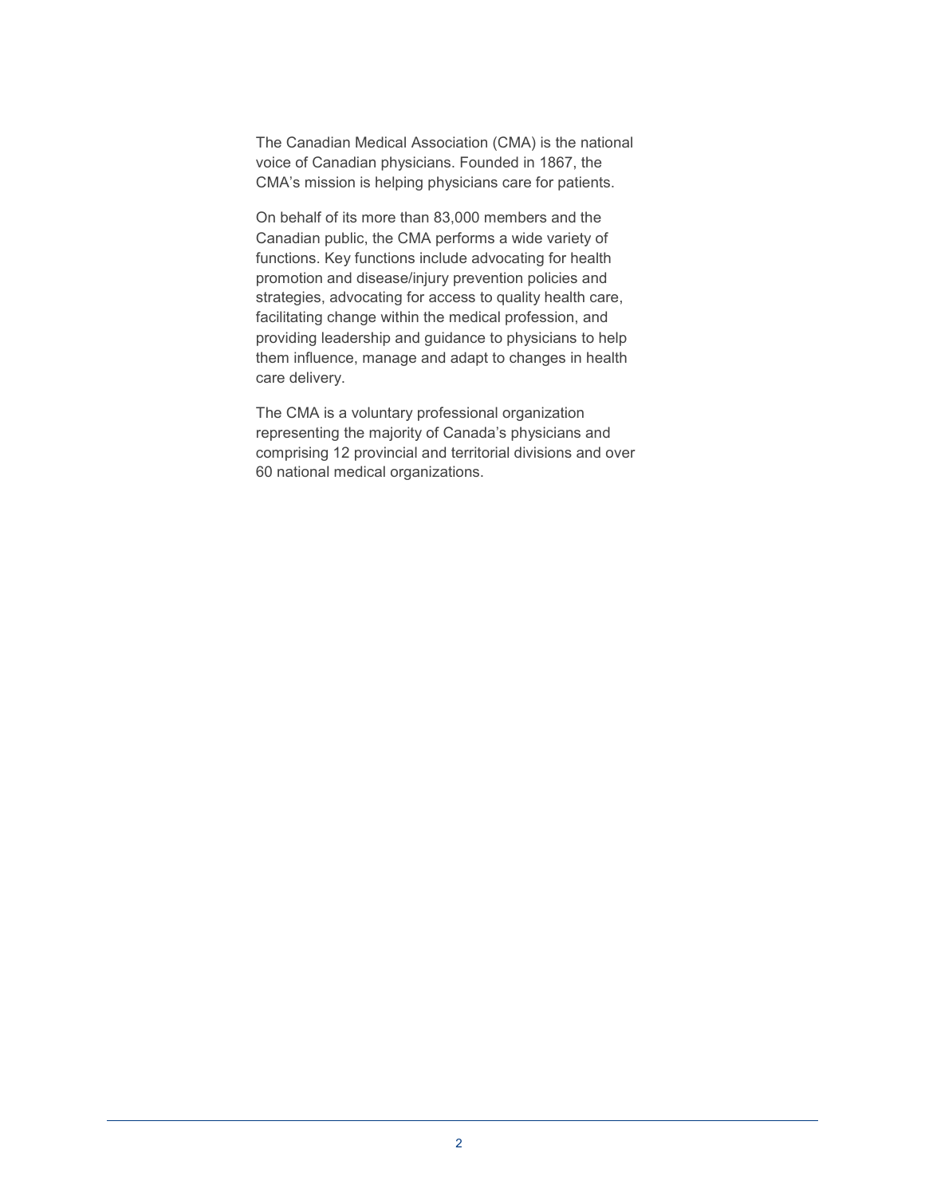The Canadian Medical Association (CMA) is the national voice of Canadian physicians. Founded in 1867, the CMA's mission is helping physicians care for patients.

On behalf of its more than 83,000 members and the Canadian public, the CMA performs a wide variety of functions. Key functions include advocating for health promotion and disease/injury prevention policies and strategies, advocating for access to quality health care, facilitating change within the medical profession, and providing leadership and guidance to physicians to help them influence, manage and adapt to changes in health care delivery.

The CMA is a voluntary professional organization representing the majority of Canada's physicians and comprising 12 provincial and territorial divisions and over 60 national medical organizations.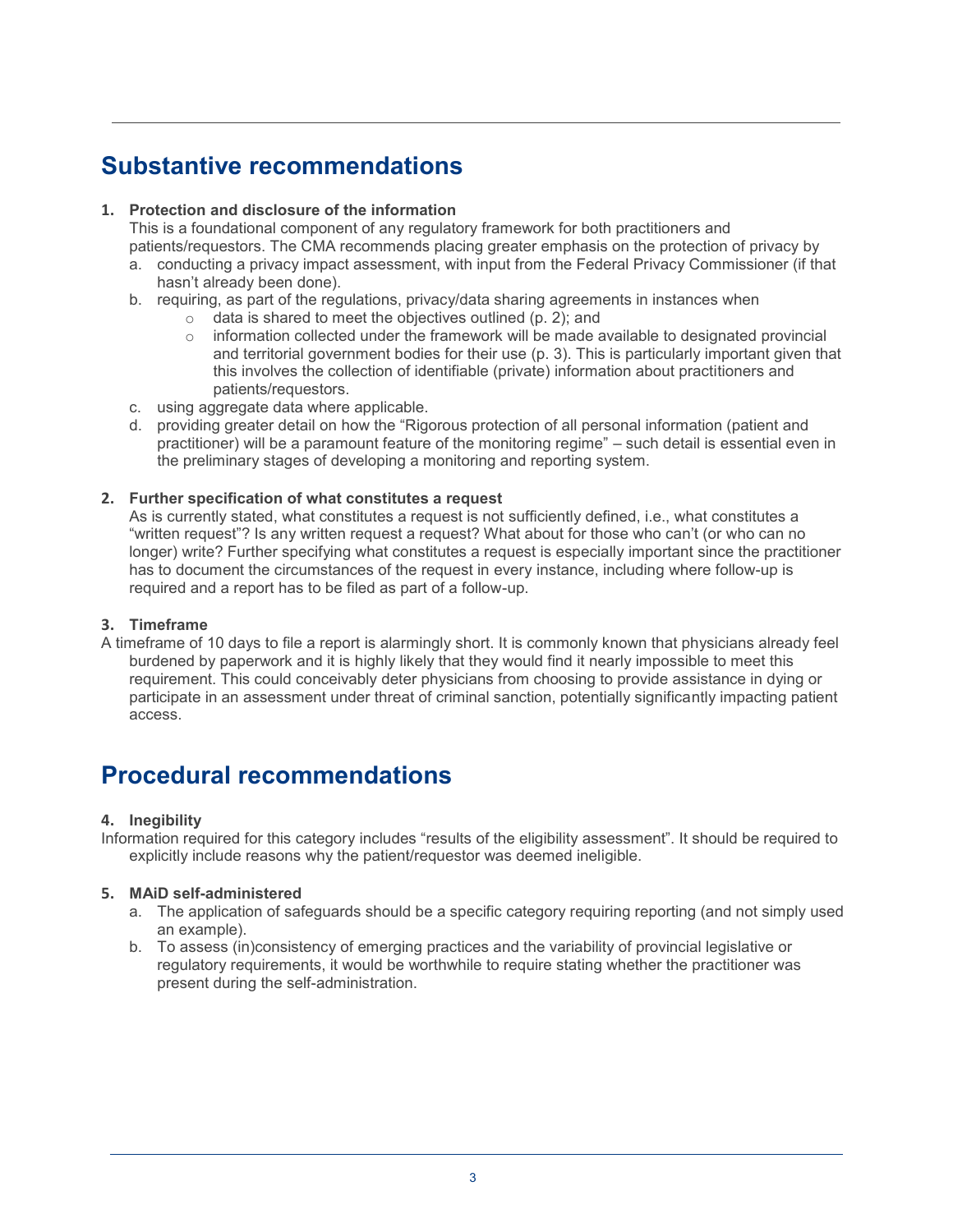## Substantive recommendations

1. **Protection and disclosure of the information**
   This is a foundational component of any regulatory framework for both practitioners and patients/requestors. The CMA recommends placing greater emphasis on the protection of privacy by
   a. conducting a privacy impact assessment, with input from the Federal Privacy Commissioner (if that hasn't already been done).
   b. requiring, as part of the regulations, privacy/data sharing agreements in instances when
      - data is shared to meet the objectives outlined (p. 2); and
      - information collected under the framework will be made available to designated provincial and territorial government bodies for their use (p. 3). This is particularly important given that this involves the collection of identifiable (private) information about practitioners and patients/requestors.

   c. using aggregate data where applicable.
   d. providing greater detail on how the "Rigorous protection of all personal information (patient and practitioner) will be a paramount feature of the monitoring regime" – such detail is essential even in the preliminary stages of developing a monitoring and reporting system.

2. **Further specification of what constitutes a request**
   As is currently stated, what constitutes a request is not sufficiently defined, i.e., what constitutes a "written request"? Is any written request a request? What about for those who can't (or who can no longer) write? Further specifying what constitutes a request is especially important since the practitioner has to document the circumstances of the request in every instance, including where follow-up is required and a report has to be filed as part of a follow-up.

3. **Timeframe**
   A timeframe of 10 days to file a report is alarmingly short. It is commonly known that physicians already feel burdened by paperwork and it is highly likely that they would find it nearly impossible to meet this requirement. This could conceivably deter physicians from choosing to provide assistance in dying or participate in an assessment under threat of criminal sanction, potentially significantly impacting patient access.

## Procedural recommendations

4. **Inegibility**
   Information required for this category includes "results of the eligibility assessment". It should be required to explicitly include reasons why the patient/requestor was deemed ineligible.

5. **MAiD self-administered**
   a. The application of safeguards should be a specific category requiring reporting (and not simply used an example).
   b. To assess (in)consistency of emerging practices and the variability of provincial legislative or regulatory requirements, it would be worthwhile to require stating whether the practitioner was present during the self-administration.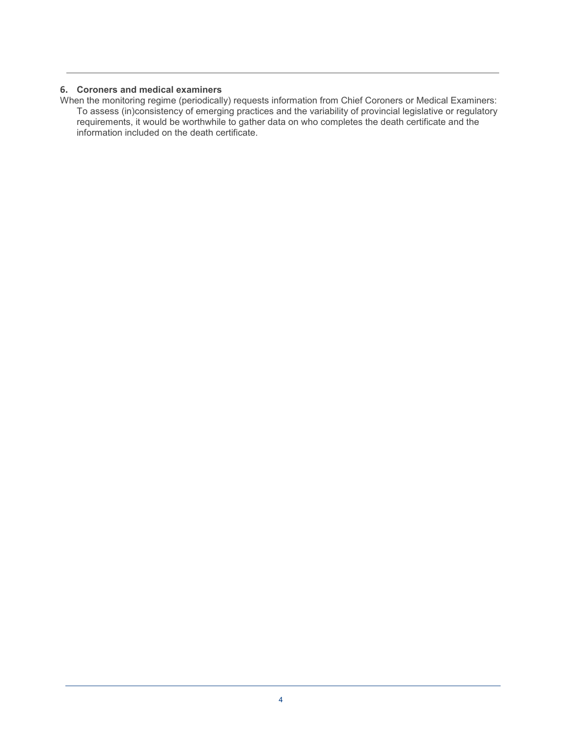### 6. Coroners and medical examiners

When the monitoring regime (periodically) requests information from Chief Coroners or Medical Examiners:

- To assess (in)consistency of emerging practices and the variability of provincial legislative or regulatory requirements, it would be worthwhile to gather data on who completes the death certificate and the information included on the death certificate.